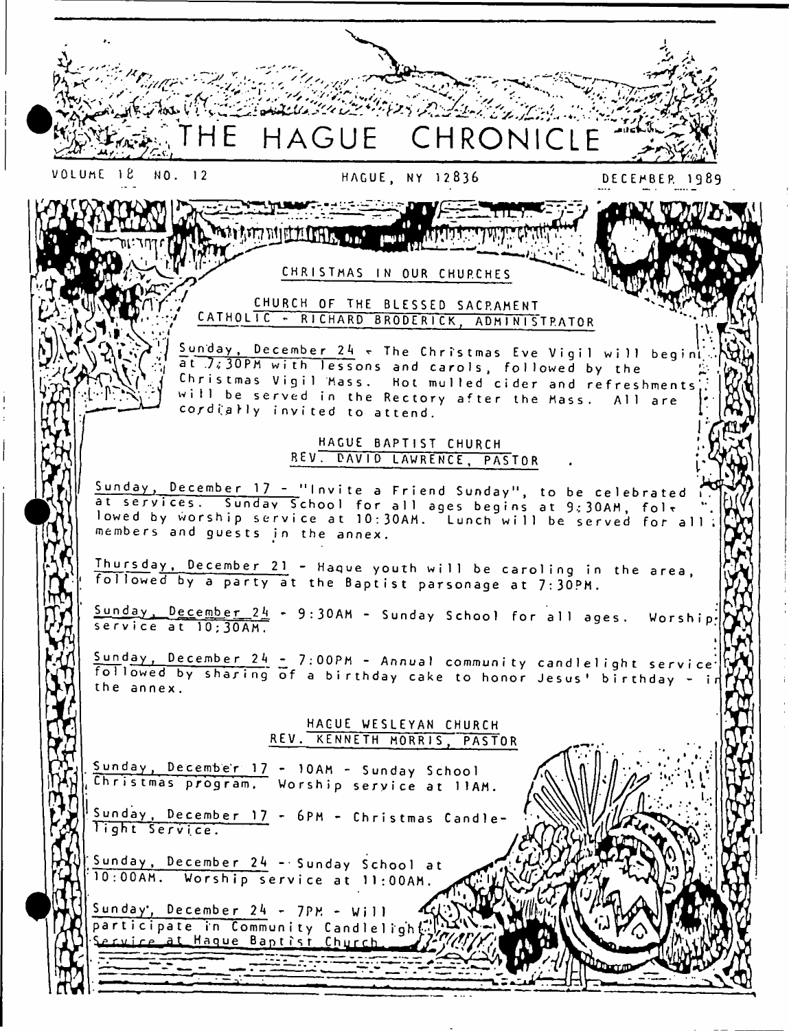# THE HAGUE CHRONICLE

VOLUME 18 NO. 12 HAGUE, NY 12836 DECEMBER 1989

## CHRISTMAS IN OUR CHURCHES

### CHURCH OF THE BLESSED SACRAMENT
### CATHOLIC - RICHARD BRODERICK, ADMINISTRATOR

Sunday, December 24 - The Christmas Eve Vigil will begin at 7:30PM with lessons and carols, followed by the Christmas Vigil Mass. Hot mulled cider and refreshments will be served in the Rectory after the Mass. All are cordially invited to attend.

### HAGUE BAPTIST CHURCH
### REV. DAVID LAWRENCE, PASTOR

Sunday, December 17 - "Invite a Friend Sunday", to be celebrated at services. Sunday School for all ages begins at 9:30AM, followed by worship service at 10:30AM. Lunch will be served for all members and guests in the annex.

Thursday, December 21 - Hague youth will be caroling in the area, followed by a party at the Baptist parsonage at 7:30PM.

Sunday, December 24 - 9:30AM - Sunday School for all ages. Worship service at 10:30AM.

Sunday, December 24 - 7:00PM - Annual community candlelight service followed by sharing of a birthday cake to honor Jesus' birthday - in the annex.

### HAGUE WESLEYAN CHURCH
### REV. KENNETH MORRIS, PASTOR

Sunday, December 17 - 10AM - Sunday School Christmas program. Worship service at 11AM.

Sunday, December 17 - 6PM - Christmas Candlelight Service.

Sunday, December 24 - Sunday School at 10:00AM. Worship service at 11:00AM.

Sunday, December 24 - 7PM - Will participate in Community Candlelight Service at Hague Baptist Church.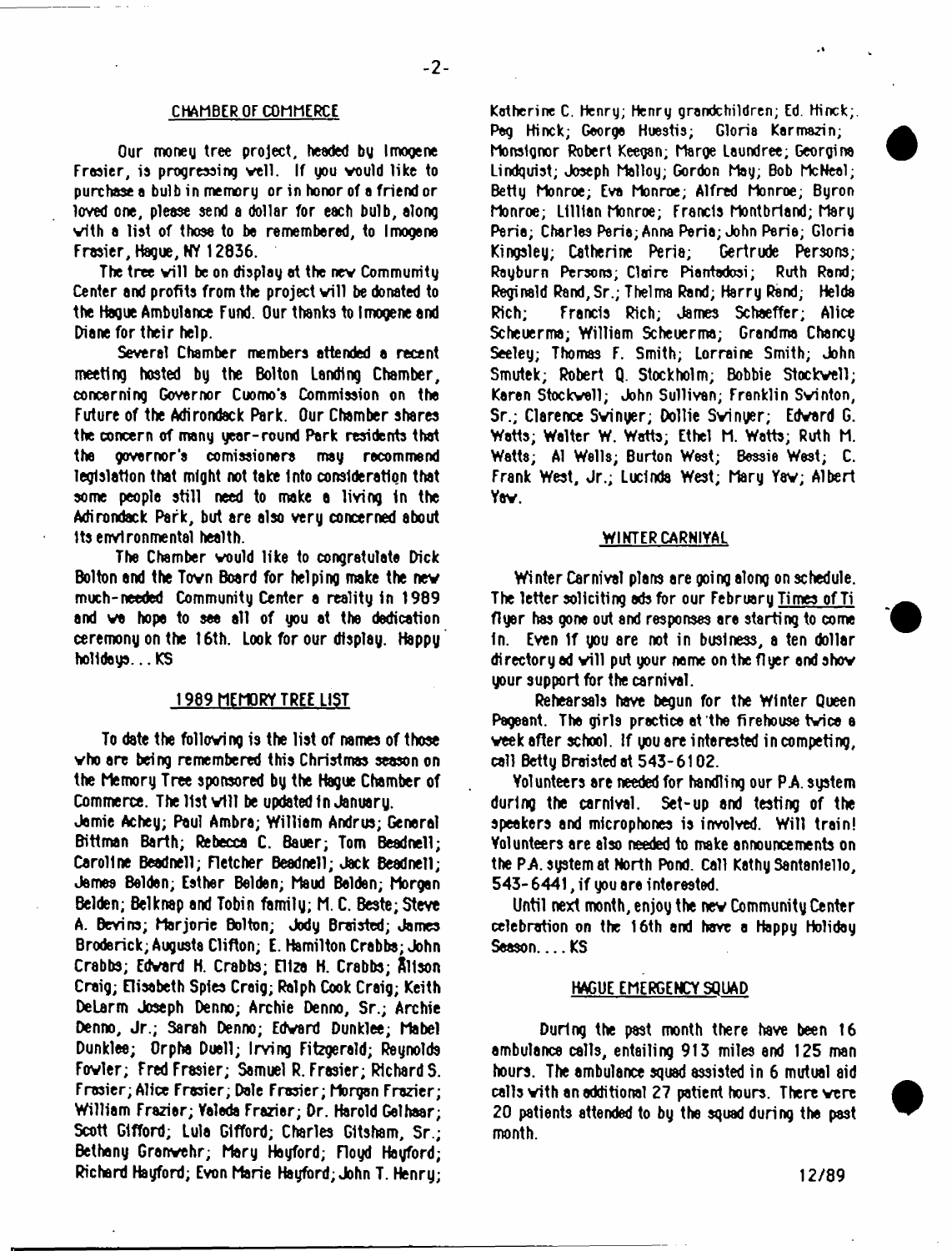## CHAMBER OF COMMERCE

Our money tree project, headed by Imogene Frasier, is progressing well. If you would like to purchase a bulb in memory or in honor of a friend or loved one, please send a dollar for each bulb, along with a list of those to be remembered, to Imogene Frasier, Hague, NY 12836.

The tree will be on display at the new Community Center and profits from the project will be donated to the Hague Ambulance Fund. Our thanks to Imogene and Diane for their help.

Several Chamber members attended a recent meeting hosted by the Bolton Landing Chamber, concerning Governor Cuomo's Commission on the Future of the Adirondack Park. Our Chamber shares the concern of many year-round Park residents that the governor's comissioners may recommend legislation that might not take into consideration that some people still need to make a living in the Adirondack Park, but are also very concerned about its environmental health.

The Chamber would like to congratulate Dick Bolton and the Town Board for helping make the new much-needed Community Center a reality in 1989 and we hope to see all of you at the dedication ceremony on the 16th. Look for our display. Happy holidays... KS

## 1989 MEMORY TREE LIST

To date the following is the list of names of those who are being remembered this Christmas season on the Memory Tree sponsored by the Hague Chamber of Commerce. The list will be updated in January.

Jamie Achey; Paul Ambra; William Andrus; General Bittman Barth; Rebecca C. Bauer; Tom Beadnell; Caroline Beadnell; Fletcher Beadnell; Jack Beadnell; James Belden; Esther Belden; Maud Belden; Morgan Belden; Belknap and Tobin family; M. C. Beste; Steve A. Bevins; Marjorie Bolton; Jody Braisted; James Broderick; Augusta Clifton; E. Hamilton Crabbs; John Crabbs; Edward H. Crabbs; Eliza H. Crabbs; Alison Craig; Elisabeth Spies Craig; Ralph Cook Craig; Keith DeLarm Joseph Denno; Archie Denno, Sr.; Archie Denno, Jr.; Sarah Denno; Edward Dunklee; Mabel Dunklee; Orpha Duell; Irving Fitzgerald; Reynolds Fowler; Fred Frasier; Samuel R. Frasier; Richard S. Frasier; Alice Frasier; Dale Frasier; Morgan Frazier; William Frazier; Valeda Frazier; Dr. Harold Gelhaar; Scott Gifford; Lula Gifford; Charles Gitsham, Sr.; Bethany Granwehr; Mary Hayford; Floyd Hayford; Richard Hayford; Evon Marie Hayford; John T. Henry; Katherine C. Henry; Henry grandchildren; Ed. Hinck; Peg Hinck; George Huestis; Gloria Karmazin; Monsignor Robert Keegan; Marge Laundree; Georgine Lindquist; Joseph Malloy; Gordon May; Bob McNeal; Betty Monroe; Eva Monroe; Alfred Monroe; Byron Monroe; Lillian Monroe; Francis Montbriand; Mary Peria; Charles Peria; Anna Peria; John Peria; Gloria Kingsley; Catherine Peria; Gertrude Persons; Rayburn Persons; Claire Piantadosi; Ruth Rand; Reginald Rand, Sr.; Thelma Rand; Harry Rand; Helda Rich; Francis Rich; James Schaeffer; Alice Scheuerma; William Scheuerma; Grandma Chancy Seeley; Thomas F. Smith; Lorraine Smith; John Smutek; Robert Q. Stockholm; Bobbie Stockwell; Karen Stockwell; John Sullivan; Franklin Swinton, Sr.; Clarence Swinyer; Dollie Swinyer; Edward G. Watts; Walter W. Watts; Ethel M. Watts; Ruth M. Watts; Al Wells; Burton West; Bessie West; C. Frank West, Jr.; Lucinda West; Mary Yaw; Albert Yaw.

## WINTER CARNIVAL

Winter Carnival plans are going along on schedule. The letter soliciting ads for our February Times of Ti flyer has gone out and responses are starting to come in. Even if you are not in business, a ten dollar directory ad will put your name on the flyer and show your support for the carnival.

Rehearsals have begun for the Winter Queen Pageant. The girls practice at the firehouse twice a week after school. If you are interested in competing, call Betty Braisted at 543-6102.

Volunteers are needed for handling our P.A. system during the carnival. Set-up and testing of the speakers and microphones is involved. Will train! Volunteers are also needed to make announcements on the P.A. system at North Pond. Call Kathy Santaniello, 543-6441, if you are interested.

Until next month, enjoy the new Community Center celebration on the 16th and have a Happy Holiday Season.... KS

## HAGUE EMERGENCY SQUAD

During the past month there have been 16 ambulance calls, entailing 913 miles and 125 man hours. The ambulance squad assisted in 6 mutual aid calls with an additional 27 patient hours. There were 20 patients attended to by the squad during the past month.

12/89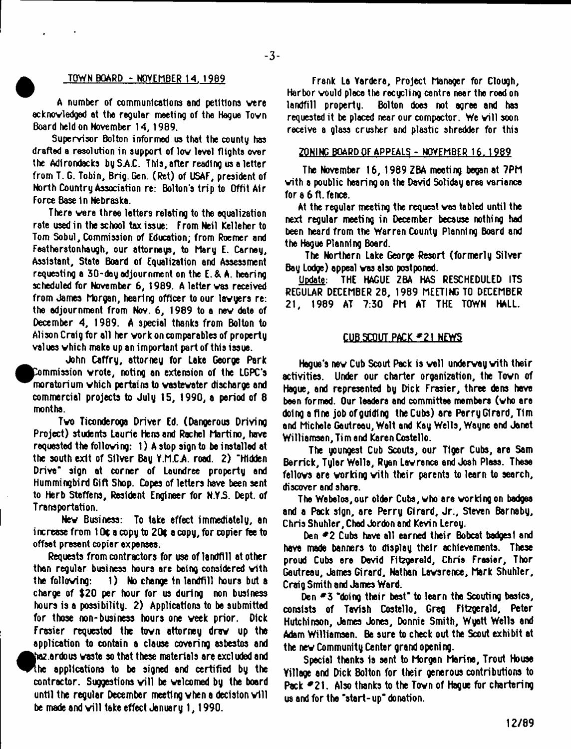## TOWN BOARD - NOVEMBER 14, 1989

A number of communications and petitions were acknowledged at the regular meeting of the Hague Town Board held on November 14, 1989.

Supervisor Bolton informed us that the county has drafted a resolution in support of low level flights over the Adirondacks by S.A.C. This, after reading us a letter from T. G. Tobin, Brig. Gen. (Ret) of USAF, president of North Country Association re: Bolton's trip to Offit Air Force Base in Nebraska.

There were three letters relating to the equalization rate used in the school tax issue: From Neil Kelleher to Tom Sobul, Commission of Education; from Roemer and Featherstonhaugh, our attorneys, to Mary E. Carney, Assistant, State Board of Equalization and Assessment requesting a 30-day adjournment on the E. & A. hearing scheduled for November 6, 1989. A letter was received from James Morgan, hearing officer to our lawyers re: the adjournment from Nov. 6, 1989 to a new date of December 4, 1989. A special thanks from Bolton to Alison Craig for all her work on comparables of property values which make up an important part of this issue.

John Caffry, attorney for Lake George Park Commission wrote, noting an extension of the LGPC's moratorium which pertains to wastewater discharge and commercial projects to July 15, 1990, a period of 8 months.

Two Ticonderoga Driver Ed. (Dangerous Driving Project) students Laurie Hens and Rachel Martino, have requested the following: 1) A stop sign to be installed at the south exit of Silver Bay Y.M.C.A. road. 2) "Hidden Drive" sign at corner of Laundree property and Hummingbird Gift Shop. Copes of letters have been sent to Herb Steffens, Resident Engineer for N.Y.S. Dept. of Transportation.

New Business: To take effect immediately, an increase from 10¢ a copy to 20¢ a copy, for copier fee to offset present copier expenses.

Requests from contractors for use of landfill at other than regular business hours are being considered with the following: 1) No change in landfill hours but a charge of $20 per hour for us during non business hours is a possibility. 2) Applications to be submitted for those non-business hours one week prior. Dick Frasier requested the town attorney draw up the application to contain a clause covering asbestos and hazardous waste so that these materials are excluded and the applications to be signed and certified by the contractor. Suggestions will be welcomed by the board until the regular December meeting when a decision will be made and will take effect January 1, 1990.

Frank La Vardera, Project Manager for Clough, Harbor would place the recycling centre near the road on landfill property. Bolton does not agree and has requested it be placed near our compactor. We will soon receive a glass crusher and plastic shredder for this

## ZONING BOARD OF APPEALS - NOVEMBER 16, 1989

The November 16, 1989 ZBA meeting began at 7PM with a poublic hearing on the David Soliday area variance for a 6 ft. fence.

At the regular meeting the request was tabled until the next regular meeting in December because nothing had been heard from the Warren County Planning Board and the Hague Planning Board.

The Northern Lake George Resort (formerly Silver Bay Lodge) appeal was also postponed.

Update: THE HAGUE ZBA HAS RESCHEDULED ITS REGULAR DECEMBER 28, 1989 MEETING TO DECEMBER 21, 1989 AT 7:30 PM AT THE TOWN HALL.

## CUB SCOUT PACK #21 NEWS

Hague's new Cub Scout Pack is well underway with their activities. Under our charter organization, the Town of Hague, and represented by Dick Frasier, three dens have been formed. Our leaders and committee members (who are doing a fine job of guiding the Cubs) are Perry Girard, Tim and Michele Gautreau, Walt and Kay Wells, Wayne and Janet Williamsen, Tim and Karen Costello.

The youngest Cub Scouts, our Tiger Cubs, are Sam Berrick, Tyler Wells, Ryan Lawrence and Josh Plass. These fellows are working with their parents to learn to search, discover and share.

The Webelos, our older Cubs, who are working on badges and a Pack sign, are Perry Girard, Jr., Steven Barnaby, Chris Shuhler, Chad Jordon and Kevin Leroy.

Den #2 Cubs have all earned their Bobcat badges! and have made banners to display their achievements. These proud Cubs are David Fitzgerald, Chris Frasier, Thor Gautreau, James Girard, Nathan Lawsrence, Mark Shuhler, Craig Smith and James Ward.

Den #3 "doing their best" to learn the Scouting basics, consists of Tavish Costello, Greg Fitzgerald, Peter Hutchinson, James Jones, Donnie Smith, Wyatt Wells and Adam Williamsen. Be sure to check out the Scout exhibit at the new Community Center grand opening.

Special thanks is sent to Morgan Marine, Trout House Village and Dick Bolton for their generous contributions to Pack #21. Also thanks to the Town of Hague for chartering us and for the "start-up" donation.

12/89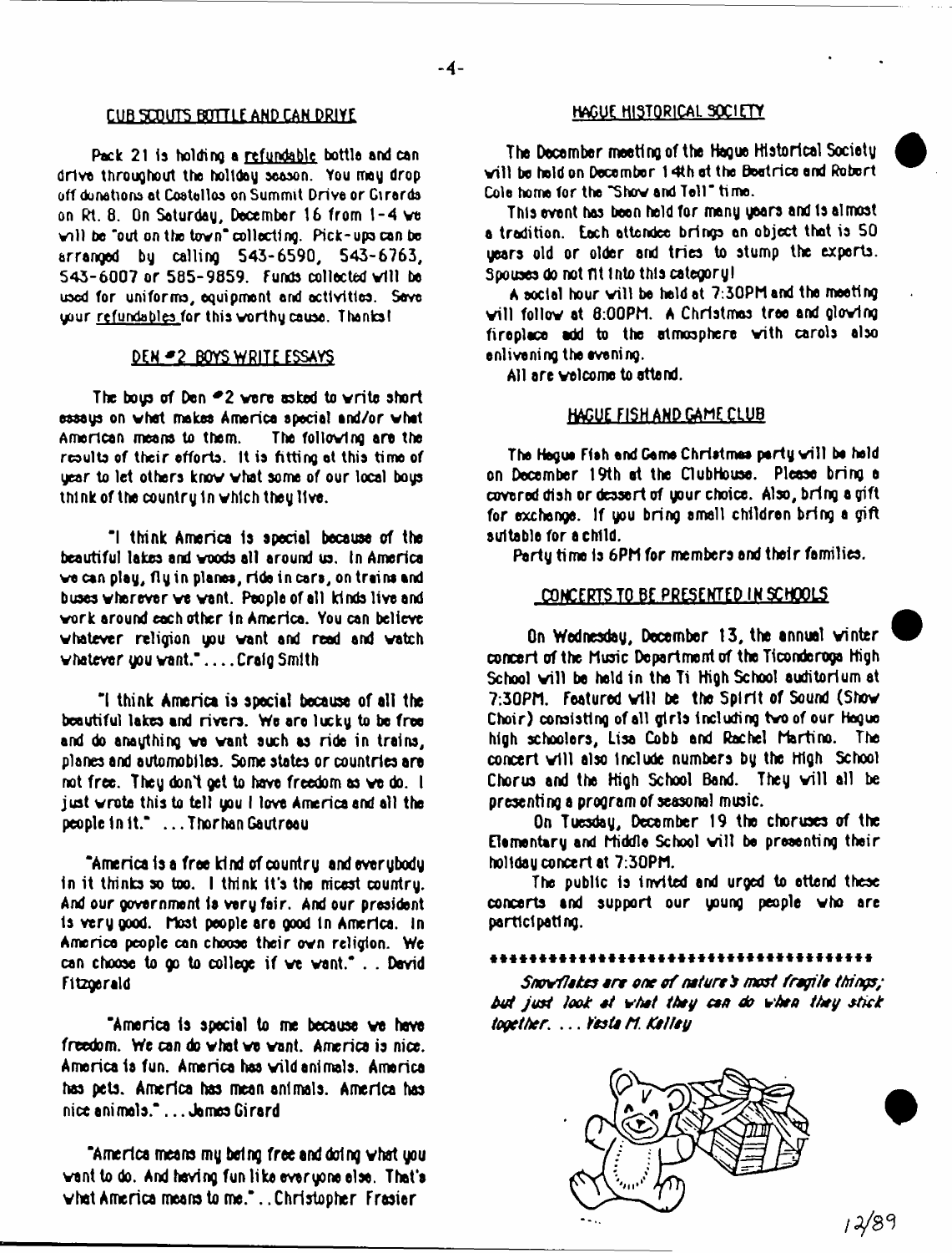## CUB SCOUTS BOTTLE AND CAN DRIVE

Pack 21 is holding a refundable bottle and can drive throughout the holiday season. You may drop off donations at Costellos on Summit Drive or Girards on Rt. 8. On Saturday, December 16 from 1-4 we will be "out on the town" collecting. Pick-ups can be arranged by calling 543-6590, 543-6763, 543-6007 or 585-9859. Funds collected will be used for uniforms, equipment and activities. Save your refundables for this worthy cause. Thanks!

## DEN #2 BOYS WRITE ESSAYS

The boys of Den #2 were asked to write short essays on what makes America special and/or what American means to them. The following are the results of their efforts. It is fitting at this time of year to let others know what some of our local boys think of the country in which they live.

"I think America is special because of the beautiful lakes and woods all around us. In America we can play, fly in planes, ride in cars, on trains and buses wherever we want. People of all kinds live and work around each other in America. You can believe whatever religion you want and read and watch whatever you want." . . . . Craig Smith

"I think America is special because of all the beautiful lakes and rivers. We are lucky to be free and do anaything we want such as ride in trains, planes and automobiles. Some states or countries are not free. They don't get to have freedom as we do. I just wrote this to tell you I love America and all the people in it." . . . Thorhan Gautreau

"America is a free kind of country and everybody in it thinks so too. I think it's the nicest country. And our government is very fair. And our president is very good. Most people are good in America. In America people can choose their own religion. We can choose to go to college if we want." . . David Fitzgerald

"America is special to me because we have freedom. We can do what we want. America is nice. America is fun. America has wild animals. America has pets. America has mean animals. America has nice animals." . . . James Girard

"America means my being free and doing what you want to do. And having fun like everyone else. That's what America means to me." . . Christopher Frasier

## HAGUE HISTORICAL SOCIETY

The December meeting of the Hague Historical Society will be held on December 14th at the Beatrice and Robert Cole home for the "Show and Tell" time.

This event has been held for many years and is almost a tradition. Each attendee brings an object that is 50 years old or older and tries to stump the experts. Spouses do not fit into this category!

A social hour will be held at 7:30PM and the meeting will follow at 8:00PM. A Christmas tree and glowing fireplace add to the atmosphere with carols also enlivening the evening.

All are welcome to attend.

## HAGUE FISH AND GAME CLUB

The Hague Fish and Game Christmas party will be held on December 19th at the ClubHouse. Please bring a covered dish or dessert of your choice. Also, bring a gift for exchange. If you bring small children bring a gift suitable for a child.

Party time is 6PM for members and their families.

## CONCERTS TO BE PRESENTED IN SCHOOLS

On Wednesday, December 13, the annual winter concert of the Music Department of the Ticonderoga High School will be held in the Ti High School auditorium at 7:30PM. Featured will be the Spirit of Sound (Show Choir) consisting of all girls including two of our Hague high schoolers, Lisa Cobb and Rachel Martino. The concert will also include numbers by the High School Chorus and the High School Band. They will all be presenting a program of seasonal music.

On Tuesday, December 19 the choruses of the Elementary and Middle School will be presenting their holiday concert at 7:30PM.

The public is invited and urged to attend these concerts and support our young people who are participating.

\*\*\*\*\*\*\*\*\*\*\*\*\*\*\*\*\*\*\*\*\*\*\*\*\*\*\*\*\*\*\*\*\*\*\*\*\*\*\*\*

*Snowflakes are one of nature's most fragile things; but just look at what they can do when they stick together. . . . Vesta M. Kelley*

12/89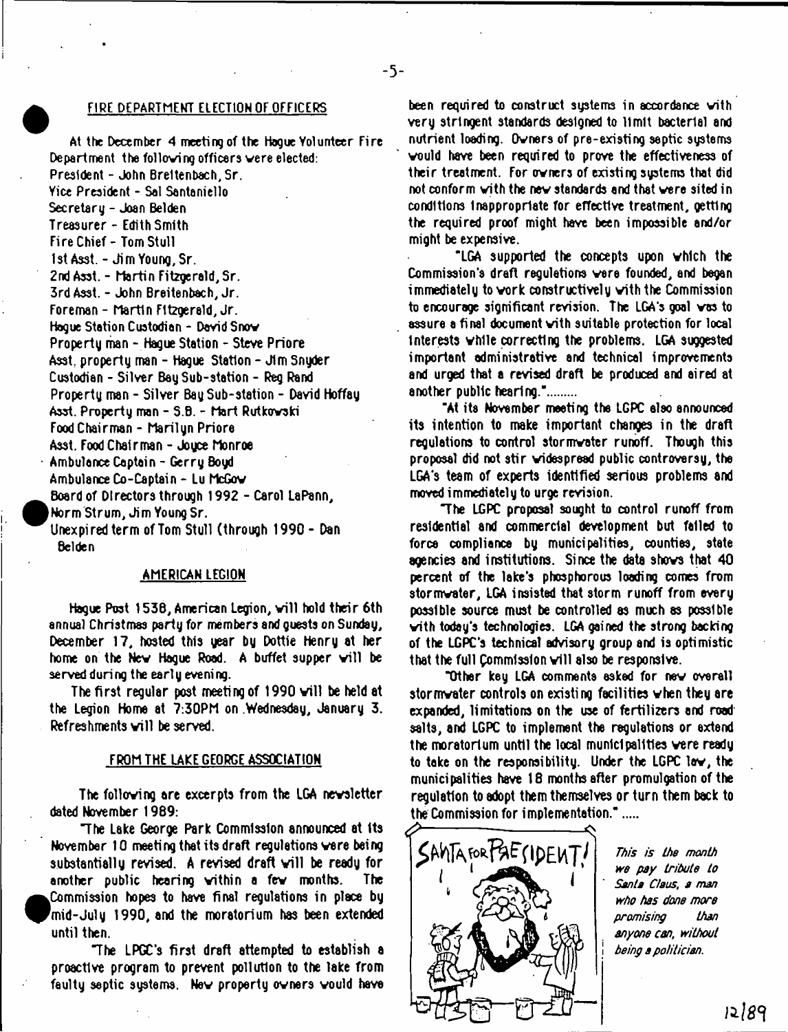## FIRE DEPARTMENT ELECTION OF OFFICERS

At the December 4 meeting of the Hague Volunteer Fire Department the following officers were elected:

President - John Breitenbach, Sr.
Vice President - Sal Santaniello
Secretary - Joan Belden
Treasurer - Edith Smith
Fire Chief - Tom Stull
1st Asst. - Jim Young, Sr.
2nd Asst. - Martin Fitzgerald, Sr.
3rd Asst. - John Breitenbach, Jr.
Foreman - Martin Fitzgerald, Jr.
Hague Station Custodian - David Snow
Property man - Hague Station - Steve Priore
Asst. property man - Hague Station - Jim Snyder
Custodian - Silver Bay Sub-station - Reg Rand
Property man - Silver Bay Sub-station - David Hoffay
Asst. Property man - S.B. - Mart Rutkowski
Food Chairman - Marilyn Priore
Asst. Food Chairman - Joyce Monroe
Ambulance Captain - Gerry Boyd
Ambulance Co-Captain - Lu McGow
Board of Directors through 1992 - Carol LaPann, Norm Strum, Jim Young Sr.
Unexpired term of Tom Stull (through 1990 - Dan Belden

## AMERICAN LEGION

Hague Post 1538, American Legion, will hold their 6th annual Christmas party for members and guests on Sunday, December 17, hosted this year by Dottie Henry at her home on the New Hague Road. A buffet supper will be served during the early evening.

The first regular post meeting of 1990 will be held at the Legion Home at 7:30PM on Wednesday, January 3. Refreshments will be served.

## FROM THE LAKE GEORGE ASSOCIATION

The following are excerpts from the LGA newsletter dated November 1989:

"The Lake George Park Commission announced at its November 10 meeting that its draft regulations were being substantially revised. A revised draft will be ready for another public hearing within a few months. The Commission hopes to have final regulations in place by mid-July 1990, and the moratorium has been extended until then.

"The LPGC's first draft attempted to establish a proactive program to prevent pollution to the lake from faulty septic systems. New property owners would have been required to construct systems in accordance with very stringent standards designed to limit bacterial and nutrient loading. Owners of pre-existing septic systems would have been required to prove the effectiveness of their treatment. For owners of existing systems that did not conform with the new standards and that were sited in conditions inappropriate for effective treatment, getting the required proof might have been impossible and/or might be expensive.

"LGA supported the concepts upon which the Commission's draft regulations were founded, and began immediately to work constructively with the Commission to encourage significant revision. The LGA's goal was to assure a final document with suitable protection for local interests while correcting the problems. LGA suggested important administrative and technical improvements and urged that a revised draft be produced and aired at another public hearing."........

"At its November meeting the LGPC also announced its intention to make important changes in the draft regulations to control stormwater runoff. Though this proposal did not stir widespread public controversy, the LGA's team of experts identified serious problems and moved immediately to urge revision.

"The LGPC proposal sought to control runoff from residential and commercial development but failed to force compliance by municipalities, counties, state agencies and institutions. Since the data shows that 40 percent of the lake's phosphorous loading comes from stormwater, LGA insisted that storm runoff from every possible source must be controlled as much as possible with today's technologies. LGA gained the strong backing of the LGPC's technical advisory group and is optimistic that the full Commission will also be responsive.

"Other key LGA comments asked for new overall stormwater controls on existing facilities when they are expanded, limitations on the use of fertilizers and road salts, and LGPC to implement the regulations or extend the moratorium until the local municipalities were ready to take on the responsibility. Under the LGPC law, the municipalities have 18 months after promulgation of the regulation to adopt them themselves or turn them back to the Commission for implementation." .....

SANTA FOR PRESIDENT!

*This is the month we pay tribute to Santa Claus, a man who has done more promising than anyone can, without being a politician.*

12/89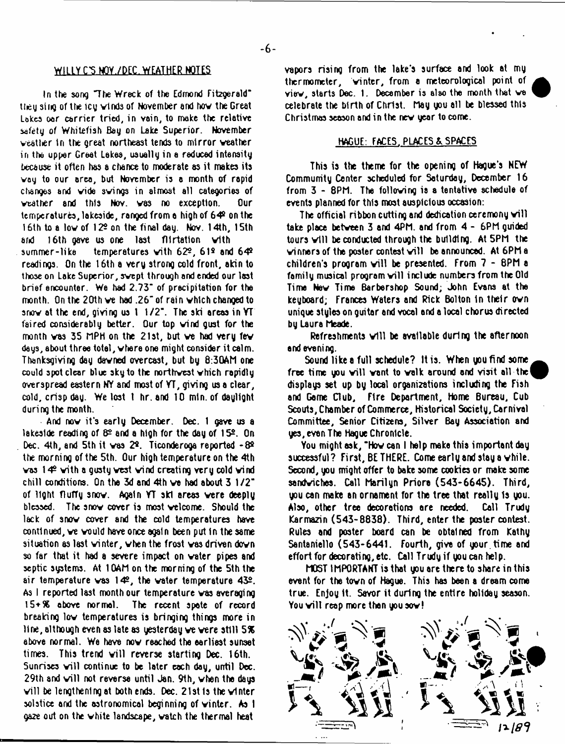## WILLY C'S NOV./DEC. WEATHER NOTES

In the song "The Wreck of the Edmond Fitzgerald" they sing of the icy winds of November and how the Great Lakes ore carrier tried, in vain, to make the relative safety of Whitefish Bay on Lake Superior. November weather in the great northeast tends to mirror weather in the upper Great Lakes, usually in a reduced intensity because it often has a chance to moderate as it makes its way to our area, but November is a month of rapid changes and wide swings in almost all categories of weather and this Nov. was no exception. Our temperatures, lakeside, ranged from a high of 64º on the 16th to a low of 12º on the final day. Nov. 14th, 15th and 16th gave us one last flirtation with summer-like temperatures with 62º, 61º and 64º readings. On the 16th a very strong cold front, akin to those on Lake Superior, swept through and ended our last brief encounter. We had 2.73" of precipitation for the month. On the 20th we had .26" of rain which changed to snow at the end, giving us 1 1/2". The ski areas in VT faired considerably better. Our top wind gust for the month was 35 MPH on the 21st, but we had very few days, about three total, where one might consider it calm. Thanksgiving day dawned overcast, but by 8:30AM one could spot clear blue sky to the northwest which rapidly overspread eastern NY and most of VT, giving us a clear, cold, crisp day. We lost 1 hr. and 10 min. of daylight during the month.

And now it's early December. Dec. 1 gave us a lakeside reading of 8º and a high for the day of 15º. On Dec. 4th, and 5th it was 2º. Ticonderoga reported -8º the morning of the 5th. Our high temperature on the 4th was 14º with a gusty west wind creating very cold wind chill conditions. On the 3d and 4th we had about 3 1/2" of light fluffy snow. Again VT ski areas were deeply blessed. The snow cover is most welcome. Should the lack of snow cover and the cold temperatures have continued, we would have once again been put in the same situation as last winter, when the frost was driven down so far that it had a severe impact on water pipes and septic systems. At 10AM on the morning of the 5th the air temperature was 14º, the water temperature 43º. As I reported last month our temperature was averaging 15+% above normal. The recent spate of record breaking low temperatures is bringing things more in line, although even as late as yesterday we were still 5% above normal. We have now reached the earliest sunset times. This trend will reverse starting Dec. 16th. Sunrises will continue to be later each day, until Dec. 29th and will not reverse until Jan. 9th, when the days will be lengthening at both ends. Dec. 21st is the winter solstice and the astronomical beginning of winter. As I gaze out on the white landscape, watch the thermal heat vapors rising from the lake's surface and look at my thermometer, winter, from a meteorological point of view, starts Dec. 1. December is also the month that we celebrate the birth of Christ. May you all be blessed this Christmas season and in the new year to come.

## HAGUE: FACES, PLACES & SPACES

This is the theme for the opening of Hague's NEW Community Center scheduled for Saturday, December 16 from 3 - 8PM. The following is a tentative schedule of events planned for this most auspicious occasion:

The official ribbon cutting and dedication ceremony will take place between 3 and 4PM. and from 4 - 6PM guided tours will be conducted through the building. At 5PM the winners of the poster contest will be announced. At 6PM a children's program will be presented. From 7 - 8PM a family musical program will include numbers from the Old Time New Time Barbershop Sound; John Evans at the keyboard; Frances Waters and Rick Bolton in their own unique styles on guitar and vocal and a local chorus directed by Laura Meade.

Refreshments will be available during the afternoon and evening.

Sound like a full schedule? It is. When you find some free time you will want to walk around and visit all the displays set up by local organizations including the Fish and Game Club, Fire Department, Home Bureau, Cub Scouts, Chamber of Commerce, Historical Society, Carnival Committee, Senior Citizens, Silver Bay Association and yes, even The Hague Chronicle.

You might ask, "How can I help make this important day successful? First, BE THERE. Come early and stay a while. Second, you might offer to bake some cookies or make some sandwiches. Call Marilyn Priore (543-6645). Third, you can make an ornament for the tree that really is you. Also, other tree decorations are needed. Call Trudy Karmazin (543-8838). Third, enter the poster contest. Rules and poster board can be obtained from Kathy Santaniello (543-6441. Fourth, give of your time and effort for decorating, etc. Call Trudy if you can help.

MOST IMPORTANT is that you are there to share in this event for the town of Hague. This has been a dream come true. Enjoy it. Savor it during the entire holiday season. You will reap more than you sow!

12/89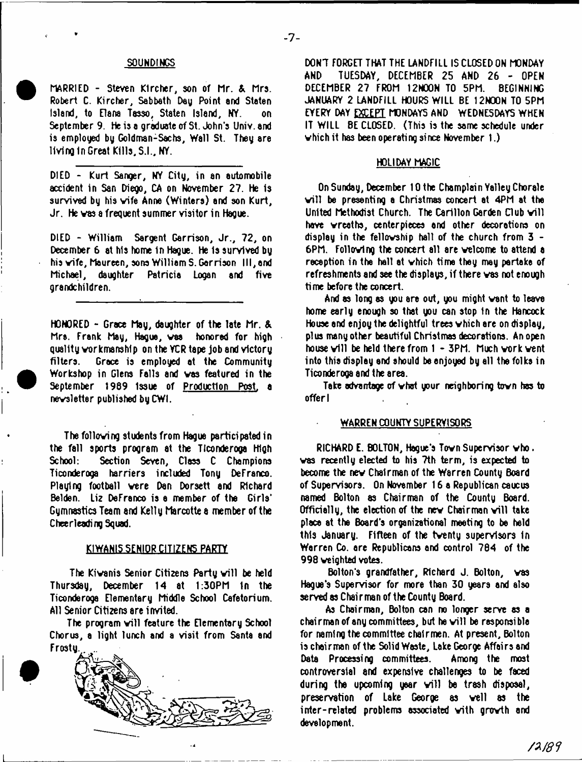## SOUNDINGS

MARRIED - Steven Kircher, son of Mr. & Mrs. Robert C. Kircher, Sabbath Day Point and Staten Island, to Elena Tasso, Staten Island, NY. on September 9. He is a graduate of St. John's Univ. and is employed by Goldman-Sachs, Wall St. They are living in Great Kills, S.I., NY.

---

DIED - Kurt Sanger, NY City, in an automobile accident in San Diego, CA on November 27. He is survived by his wife Anne (Winters) and son Kurt, Jr. He was a frequent summer visitor in Hague.

DIED - William Sargent Garrison, Jr., 72, on December 6 at his home in Hague. He is survived by his wife, Maureen, sons William S. Garrison III, and Michael, daughter Patricia Logan and five grandchildren.

---

HONORED - Grace May, daughter of the late Mr. & Mrs. Frank May, Hague, was honored for high quality workmanship on the VCR tape job and victory filters. Grace is employed at the Community Workshop in Glens Falls and was featured in the September 1989 issue of Production Post, a newsletter published by CWI.

The following students from Hague participated in the fall sports program at the Ticonderoga High School: Section Seven, Class C Champions Ticonderoga harriers included Tony DeFranco. Playing football were Dan Dorsett and Richard Belden. Liz DeFranco is a member of the Girls' Gymnastics Team and Kelly Marcotte a member of the Cheerleading Squad.

## KIWANIS SENIOR CITIZENS PARTY

The Kiwanis Senior Citizens Party will be held Thursday, December 14 at 1:30PM in the Ticonderoga Elementary Middle School Cafetorium. All Senior Citizens are invited.

The program will feature the Elementary School Chorus, a light lunch and a visit from Santa and Frosty.

DON'T FORGET THAT THE LANDFILL IS CLOSED ON MONDAY AND TUESDAY, DECEMBER 25 AND 26 - OPEN DECEMBER 27 FROM 12NOON TO 5PM. BEGINNING JANUARY 2 LANDFILL HOURS WILL BE 12NOON TO 5PM EVERY DAY EXCEPT MONDAYS AND WEDNESDAYS WHEN IT WILL BE CLOSED. (This is the same schedule under which it has been operating since November 1.)

## HOLIDAY MAGIC

On Sunday, December 10 the Champlain Valley Chorale will be presenting a Christmas concert at 4PM at the United Methodist Church. The Carillon Garden Club will have wreaths, centerpieces and other decorations on display in the fellowship hall of the church from 3 - 6PM. Following the concert all are welcome to attend a reception in the hall at which time they may partake of refreshments and see the displays, if there was not enough time before the concert.

And as long as you are out, you might want to leave home early enough so that you can stop in the Hancock House and enjoy the delightful trees which are on display, plus many other beautiful Christmas decorations. An open house will be held there from 1 - 3PM. Much work went into this display and should be enjoyed by all the folks in Ticonderoga and the area.

Take advantage of what your neighboring town has to offer!

## WARREN COUNTY SUPERVISORS

RICHARD E. BOLTON, Hague's Town Supervisor who was recently elected to his 7th term, is expected to become the new Chairman of the Warren County Board of Supervisors. On November 16 a Republican caucus named Bolton as Chairman of the County Board. Officially, the election of the new Chairman will take place at the Board's organizational meeting to be held this January. Fifteen of the twenty supervisors in Warren Co. are Republicans and control 784 of the 998 weighted votes.

Bolton's grandfather, Richard J. Bolton, was Hague's Supervisor for more than 30 years and also served as Chairman of the County Board.

As Chairman, Bolton can no longer serve as a chairman of any committees, but he will be responsible for naming the committee chairmen. At present, Bolton is chairman of the Solid Waste, Lake George Affairs and Data Processing committees. Among the most controversial and expensive challenges to be faced during the upcoming year will be trash disposal, preservation of Lake George as well as the inter-related problems associated with growth and development.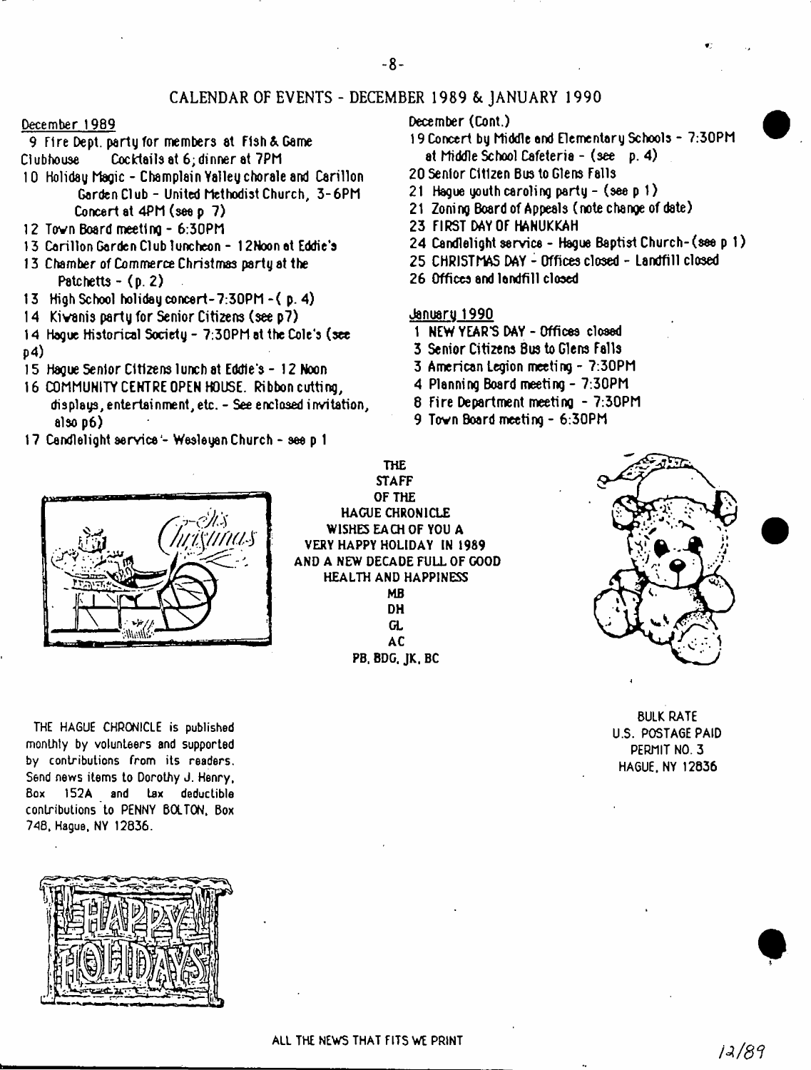# CALENDAR OF EVENTS - DECEMBER 1989 & JANUARY 1990

December 1989

9 Fire Dept. party for members at Fish & Game Clubhouse Cocktails at 6; dinner at 7PM

10 Holiday Magic - Champlain Valley chorale and Carillon Garden Club - United Methodist Church, 3-6PM Concert at 4PM (see p 7)

12 Town Board meeting - 6:30PM

13 Carillon Garden Club luncheon - 12Noon at Eddie's

13 Chamber of Commerce Christmas party at the Patchetts - (p. 2)

13 High School holiday concert - 7:30PM - (p. 4)

14 Kiwanis party for Senior Citizens (see p7)

14 Hague Historical Society - 7:30PM at the Cole's (see p4)

15 Hague Senior Citizens lunch at Eddie's - 12 Noon

16 COMMUNITY CENTRE OPEN HOUSE. Ribbon cutting, displays, entertainment, etc. - See enclosed invitation, also p6)

17 Candlelight service - Wesleyan Church - see p 1

December (Cont.)

19 Concert by Middle and Elementary Schools - 7:30PM at Middle School Cafeteria - (see p. 4)

20 Senior Citizen Bus to Glens Falls

21 Hague youth caroling party - (see p 1)

21 Zoning Board of Appeals (note change of date)

23 FIRST DAY OF HANUKKAH

24 Candlelight service - Hague Baptist Church - (see p 1)

25 CHRISTMAS DAY - Offices closed - Landfill closed

26 Offices and landfill closed

January 1990

1 NEW YEAR'S DAY - Offices closed

3 Senior Citizens Bus to Glens Falls

3 American Legion meeting - 7:30PM

4 Planning Board meeting - 7:30PM

8 Fire Department meeting - 7:30PM

9 Town Board meeting - 6:30PM

THE STAFF OF THE HAGUE CHRONICLE WISHES EACH OF YOU A VERY HAPPY HOLIDAY IN 1989 AND A NEW DECADE FULL OF GOOD HEALTH AND HAPPINESS

MB
DH
GL
AC
PB, BDG, JK, BC

THE HAGUE CHRONICLE is published monthly by volunteers and supported by contributions from its readers. Send news items to Dorothy J. Henry, Box 152A and tax deductible contributions to PENNY BOLTON, Box 748, Hague, NY 12836.

BULK RATE
U.S. POSTAGE PAID
PERMIT NO. 3
HAGUE, NY 12836

ALL THE NEWS THAT FITS WE PRINT

12/89